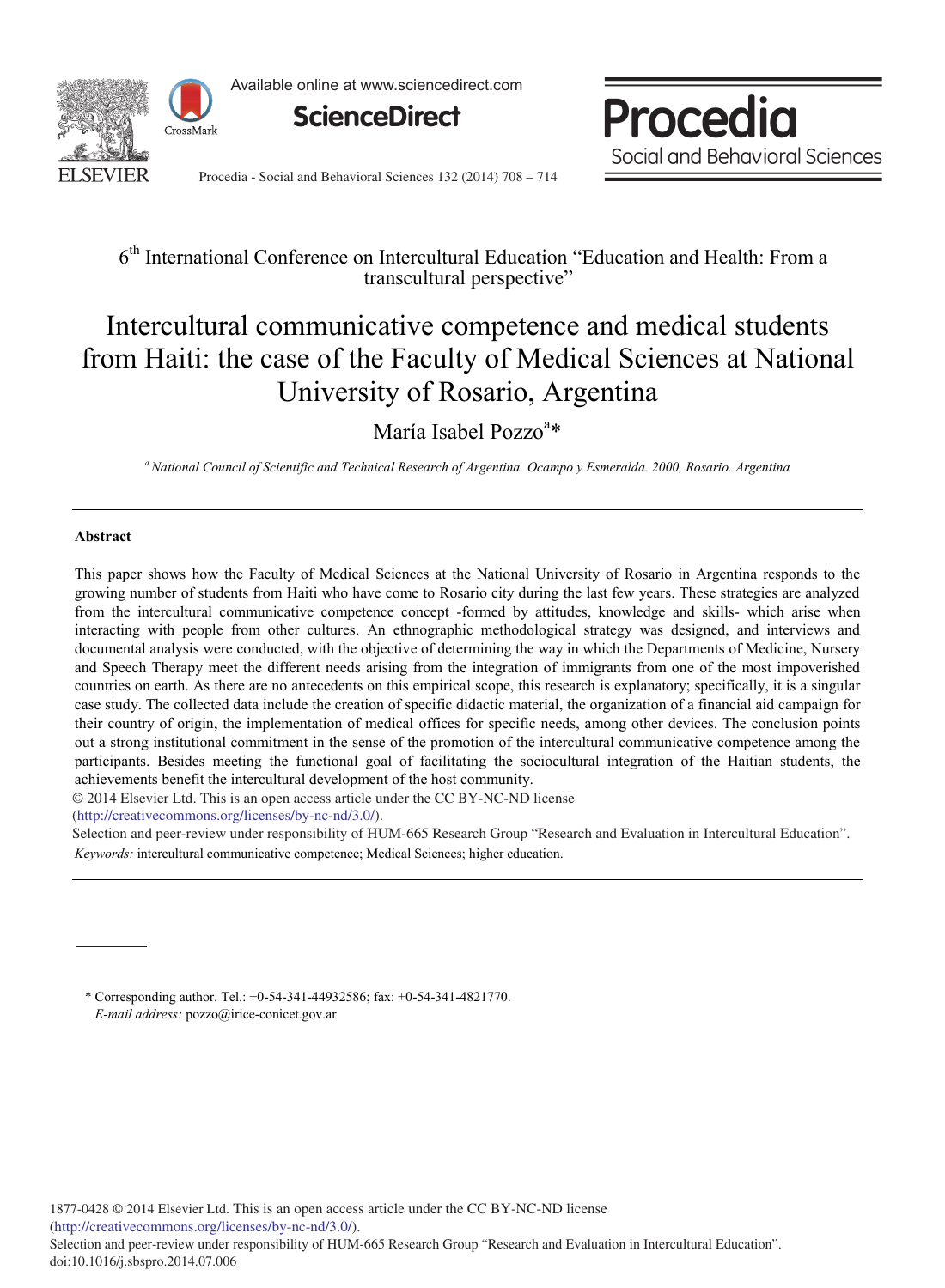6th International Conference on Intercultural Education "Education and Health: From a transcultural perspective"

# Intercultural communicative competence and medical students from Haiti: the case of the Faculty of Medical Sciences at National University of Rosario, Argentina

María Isabel Pozzo[a]*

[a] *National Council of Scientific and Technical Research of Argentina. Ocampo y Esmeralda. 2000, Rosario. Argentina*

---

## Abstract

This paper shows how the Faculty of Medical Sciences at the National University of Rosario in Argentina responds to the growing number of students from Haiti who have come to Rosario city during the last few years. These strategies are analyzed from the intercultural communicative competence concept -formed by attitudes, knowledge and skills- which arise when interacting with people from other cultures. An ethnographic methodological strategy was designed, and interviews and documental analysis were conducted, with the objective of determining the way in which the Departments of Medicine, Nursery and Speech Therapy meet the different needs arising from the integration of immigrants from one of the most impoverished countries on earth. As there are no antecedents on this empirical scope, this research is explanatory; specifically, it is a singular case study. The collected data include the creation of specific didactic material, the organization of a financial aid campaign for their country of origin, the implementation of medical offices for specific needs, among other devices. The conclusion points out a strong institutional commitment in the sense of the promotion of the intercultural communicative competence among the participants. Besides meeting the functional goal of facilitating the sociocultural integration of the Haitian students, the achievements benefit the intercultural development of the host community.

© 2014 Elsevier Ltd. This is an open access article under the CC BY-NC-ND license (http://creativecommons.org/licenses/by-nc-nd/3.0/).

Selection and peer-review under responsibility of HUM-665 Research Group "Research and Evaluation in Intercultural Education".

*Keywords:* intercultural communicative competence; Medical Sciences; higher education.

---

\* Corresponding author. Tel.: +0-54-341-44932586; fax: +0-54-341-4821770.
*E-mail address:* pozzo@irice-conicet.gov.ar

1877-0428 © 2014 Elsevier Ltd. This is an open access article under the CC BY-NC-ND license (http://creativecommons.org/licenses/by-nc-nd/3.0/).
Selection and peer-review under responsibility of HUM-665 Research Group "Research and Evaluation in Intercultural Education".
doi:10.1016/j.sbspro.2014.07.006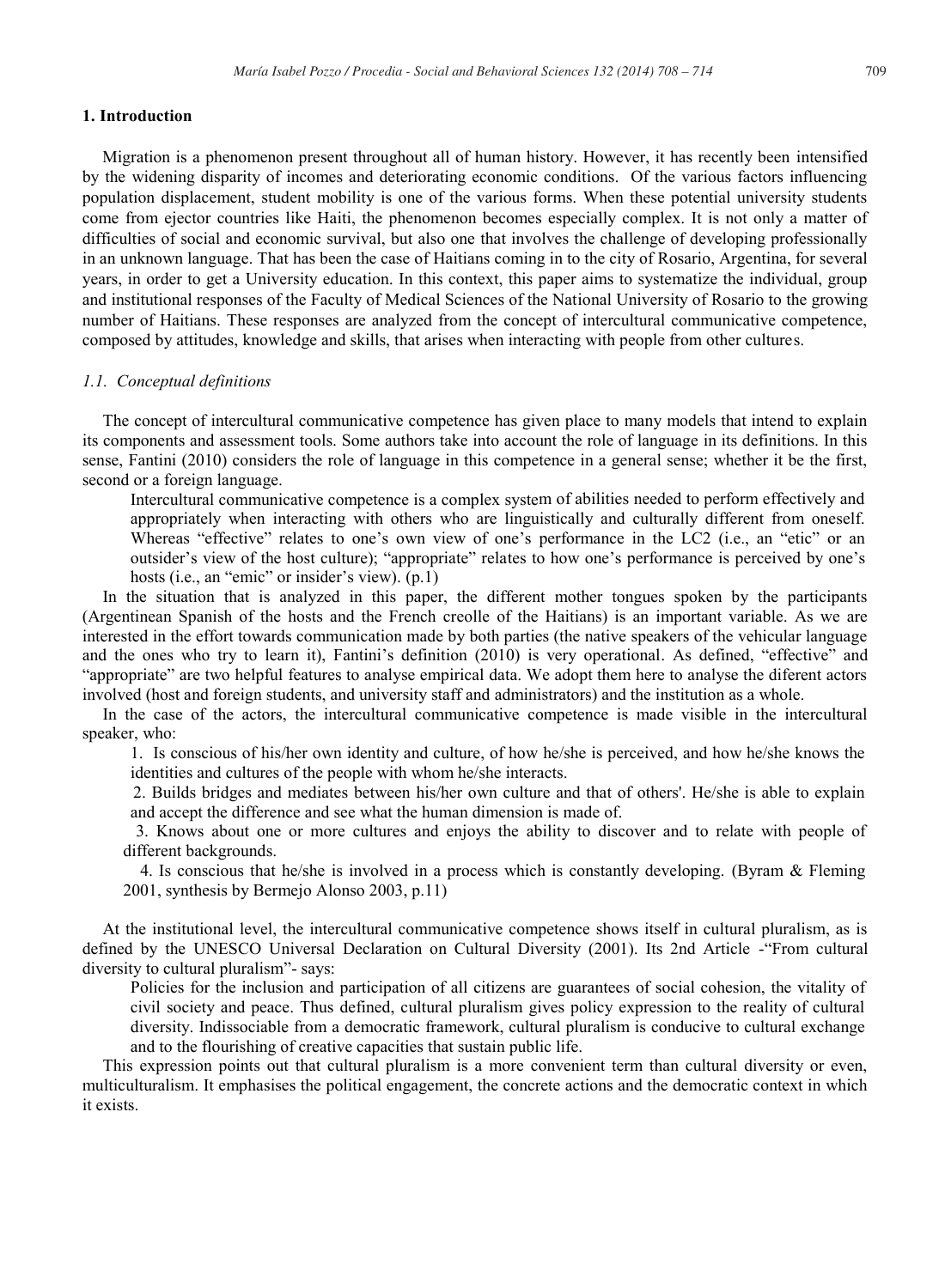## 1. Introduction

Migration is a phenomenon present throughout all of human history. However, it has recently been intensified by the widening disparity of incomes and deteriorating economic conditions. Of the various factors influencing population displacement, student mobility is one of the various forms. When these potential university students come from ejector countries like Haiti, the phenomenon becomes especially complex. It is not only a matter of difficulties of social and economic survival, but also one that involves the challenge of developing professionally in an unknown language. That has been the case of Haitians coming in to the city of Rosario, Argentina, for several years, in order to get a University education. In this context, this paper aims to systematize the individual, group and institutional responses of the Faculty of Medical Sciences of the National University of Rosario to the growing number of Haitians. These responses are analyzed from the concept of intercultural communicative competence, composed by attitudes, knowledge and skills, that arises when interacting with people from other cultures.

### *1.1. Conceptual definitions*

The concept of intercultural communicative competence has given place to many models that intend to explain its components and assessment tools. Some authors take into account the role of language in its definitions. In this sense, Fantini (2010) considers the role of language in this competence in a general sense; whether it be the first, second or a foreign language.

> Intercultural communicative competence is a complex system of abilities needed to perform effectively and appropriately when interacting with others who are linguistically and culturally different from oneself. Whereas "effective" relates to one's own view of one's performance in the LC2 (i.e., an "etic" or an outsider's view of the host culture); "appropriate" relates to how one's performance is perceived by one's hosts (i.e., an "emic" or insider's view). (p.1)

In the situation that is analyzed in this paper, the different mother tongues spoken by the participants (Argentinean Spanish of the hosts and the French creolle of the Haitians) is an important variable. As we are interested in the effort towards communication made by both parties (the native speakers of the vehicular language and the ones who try to learn it), Fantini's definition (2010) is very operational. As defined, "effective" and "appropriate" are two helpful features to analyse empirical data. We adopt them here to analyse the diferent actors involved (host and foreign students, and university staff and administrators) and the institution as a whole.

In the case of the actors, the intercultural communicative competence is made visible in the intercultural speaker, who:

> 1. Is conscious of his/her own identity and culture, of how he/she is perceived, and how he/she knows the identities and cultures of the people with whom he/she interacts.
>
> 2. Builds bridges and mediates between his/her own culture and that of others'. He/she is able to explain and accept the difference and see what the human dimension is made of.
>
> 3. Knows about one or more cultures and enjoys the ability to discover and to relate with people of different backgrounds.
>
> 4. Is conscious that he/she is involved in a process which is constantly developing. (Byram & Fleming 2001, synthesis by Bermejo Alonso 2003, p.11)

At the institutional level, the intercultural communicative competence shows itself in cultural pluralism, as is defined by the UNESCO Universal Declaration on Cultural Diversity (2001). Its 2nd Article -"From cultural diversity to cultural pluralism"- says:

> Policies for the inclusion and participation of all citizens are guarantees of social cohesion, the vitality of civil society and peace. Thus defined, cultural pluralism gives policy expression to the reality of cultural diversity. Indissociable from a democratic framework, cultural pluralism is conducive to cultural exchange and to the flourishing of creative capacities that sustain public life.

This expression points out that cultural pluralism is a more convenient term than cultural diversity or even, multiculturalism. It emphasises the political engagement, the concrete actions and the democratic context in which it exists.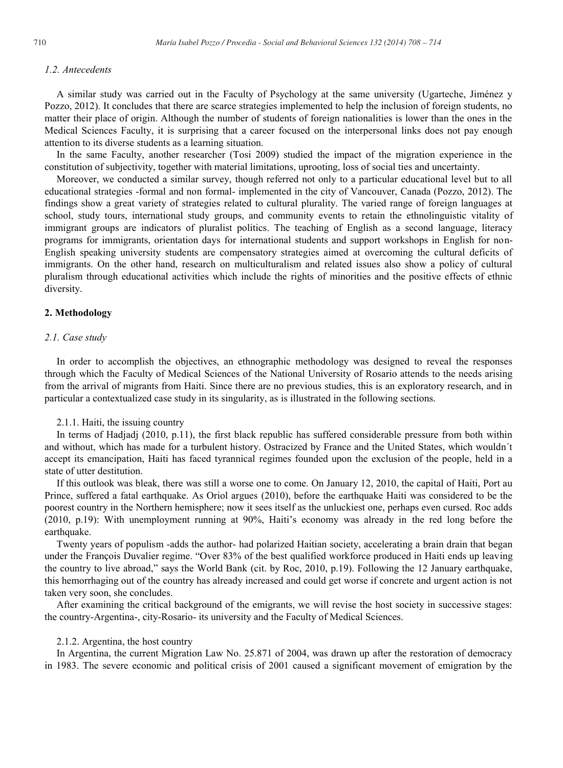### *1.2. Antecedents*

A similar study was carried out in the Faculty of Psychology at the same university (Ugarteche, Jiménez y Pozzo, 2012). It concludes that there are scarce strategies implemented to help the inclusion of foreign students, no matter their place of origin. Although the number of students of foreign nationalities is lower than the ones in the Medical Sciences Faculty, it is surprising that a career focused on the interpersonal links does not pay enough attention to its diverse students as a learning situation.

In the same Faculty, another researcher (Tosi 2009) studied the impact of the migration experience in the constitution of subjectivity, together with material limitations, uprooting, loss of social ties and uncertainty.

Moreover, we conducted a similar survey, though referred not only to a particular educational level but to all educational strategies -formal and non formal- implemented in the city of Vancouver, Canada (Pozzo, 2012). The findings show a great variety of strategies related to cultural plurality. The varied range of foreign languages at school, study tours, international study groups, and community events to retain the ethnolinguistic vitality of immigrant groups are indicators of pluralist politics. The teaching of English as a second language, literacy programs for immigrants, orientation days for international students and support workshops in English for non-English speaking university students are compensatory strategies aimed at overcoming the cultural deficits of immigrants. On the other hand, research on multiculturalism and related issues also show a policy of cultural pluralism through educational activities which include the rights of minorities and the positive effects of ethnic diversity.

## **2. Methodology**

### *2.1. Case study*

In order to accomplish the objectives, an ethnographic methodology was designed to reveal the responses through which the Faculty of Medical Sciences of the National University of Rosario attends to the needs arising from the arrival of migrants from Haiti. Since there are no previous studies, this is an exploratory research, and in particular a contextualized case study in its singularity, as is illustrated in the following sections.

#### 2.1.1. Haiti, the issuing country

In terms of Hadjadj (2010, p.11), the first black republic has suffered considerable pressure from both within and without, which has made for a turbulent history. Ostracized by France and the United States, which wouldn´t accept its emancipation, Haiti has faced tyrannical regimes founded upon the exclusion of the people, held in a state of utter destitution.

If this outlook was bleak, there was still a worse one to come. On January 12, 2010, the capital of Haiti, Port au Prince, suffered a fatal earthquake. As Oriol argues (2010), before the earthquake Haiti was considered to be the poorest country in the Northern hemisphere; now it sees itself as the unluckiest one, perhaps even cursed. Roc adds (2010, p.19): With unemployment running at 90%, Haiti's economy was already in the red long before the earthquake.

Twenty years of populism -adds the author- had polarized Haitian society, accelerating a brain drain that began under the François Duvalier regime. "Over 83% of the best qualified workforce produced in Haiti ends up leaving the country to live abroad," says the World Bank (cit. by Roc, 2010, p.19). Following the 12 January earthquake, this hemorrhaging out of the country has already increased and could get worse if concrete and urgent action is not taken very soon, she concludes.

After examining the critical background of the emigrants, we will revise the host society in successive stages: the country-Argentina-, city-Rosario- its university and the Faculty of Medical Sciences.

#### 2.1.2. Argentina, the host country

In Argentina, the current Migration Law No. 25.871 of 2004, was drawn up after the restoration of democracy in 1983. The severe economic and political crisis of 2001 caused a significant movement of emigration by the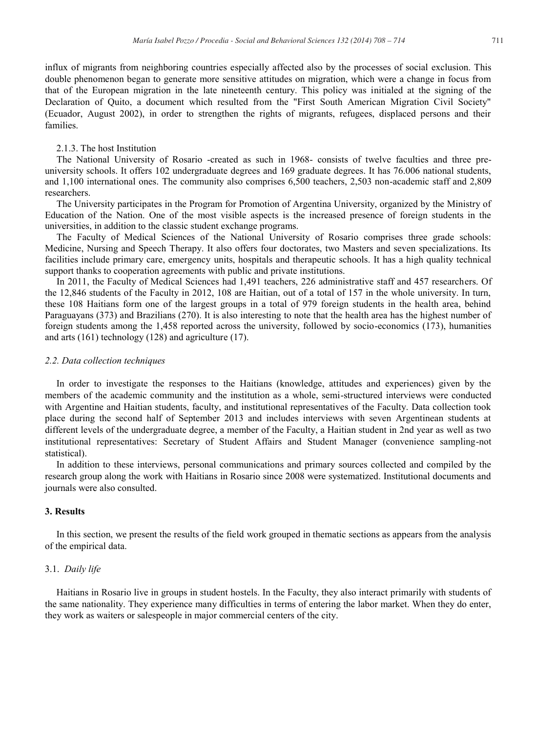influx of migrants from neighboring countries especially affected also by the processes of social exclusion. This double phenomenon began to generate more sensitive attitudes on migration, which were a change in focus from that of the European migration in the late nineteenth century. This policy was initialed at the signing of the Declaration of Quito, a document which resulted from the "First South American Migration Civil Society" (Ecuador, August 2002), in order to strengthen the rights of migrants, refugees, displaced persons and their families.

#### 2.1.3. The host Institution

The National University of Rosario -created as such in 1968- consists of twelve faculties and three pre-university schools. It offers 102 undergraduate degrees and 169 graduate degrees. It has 76.006 national students, and 1,100 international ones. The community also comprises 6,500 teachers, 2,503 non-academic staff and 2,809 researchers.

The University participates in the Program for Promotion of Argentina University, organized by the Ministry of Education of the Nation. One of the most visible aspects is the increased presence of foreign students in the universities, in addition to the classic student exchange programs.

The Faculty of Medical Sciences of the National University of Rosario comprises three grade schools: Medicine, Nursing and Speech Therapy. It also offers four doctorates, two Masters and seven specializations. Its facilities include primary care, emergency units, hospitals and therapeutic schools. It has a high quality technical support thanks to cooperation agreements with public and private institutions.

In 2011, the Faculty of Medical Sciences had 1,491 teachers, 226 administrative staff and 457 researchers. Of the 12,846 students of the Faculty in 2012, 108 are Haitian, out of a total of 157 in the whole university. In turn, these 108 Haitians form one of the largest groups in a total of 979 foreign students in the health area, behind Paraguayans (373) and Brazilians (270). It is also interesting to note that the health area has the highest number of foreign students among the 1,458 reported across the university, followed by socio-economics (173), humanities and arts (161) technology (128) and agriculture (17).

### *2.2. Data collection techniques*

In order to investigate the responses to the Haitians (knowledge, attitudes and experiences) given by the members of the academic community and the institution as a whole, semi-structured interviews were conducted with Argentine and Haitian students, faculty, and institutional representatives of the Faculty. Data collection took place during the second half of September 2013 and includes interviews with seven Argentinean students at different levels of the undergraduate degree, a member of the Faculty, a Haitian student in 2nd year as well as two institutional representatives: Secretary of Student Affairs and Student Manager (convenience sampling-not statistical).

In addition to these interviews, personal communications and primary sources collected and compiled by the research group along the work with Haitians in Rosario since 2008 were systematized. Institutional documents and journals were also consulted.

## **3. Results**

In this section, we present the results of the field work grouped in thematic sections as appears from the analysis of the empirical data.

### 3.1. *Daily life*

Haitians in Rosario live in groups in student hostels. In the Faculty, they also interact primarily with students of the same nationality. They experience many difficulties in terms of entering the labor market. When they do enter, they work as waiters or salespeople in major commercial centers of the city.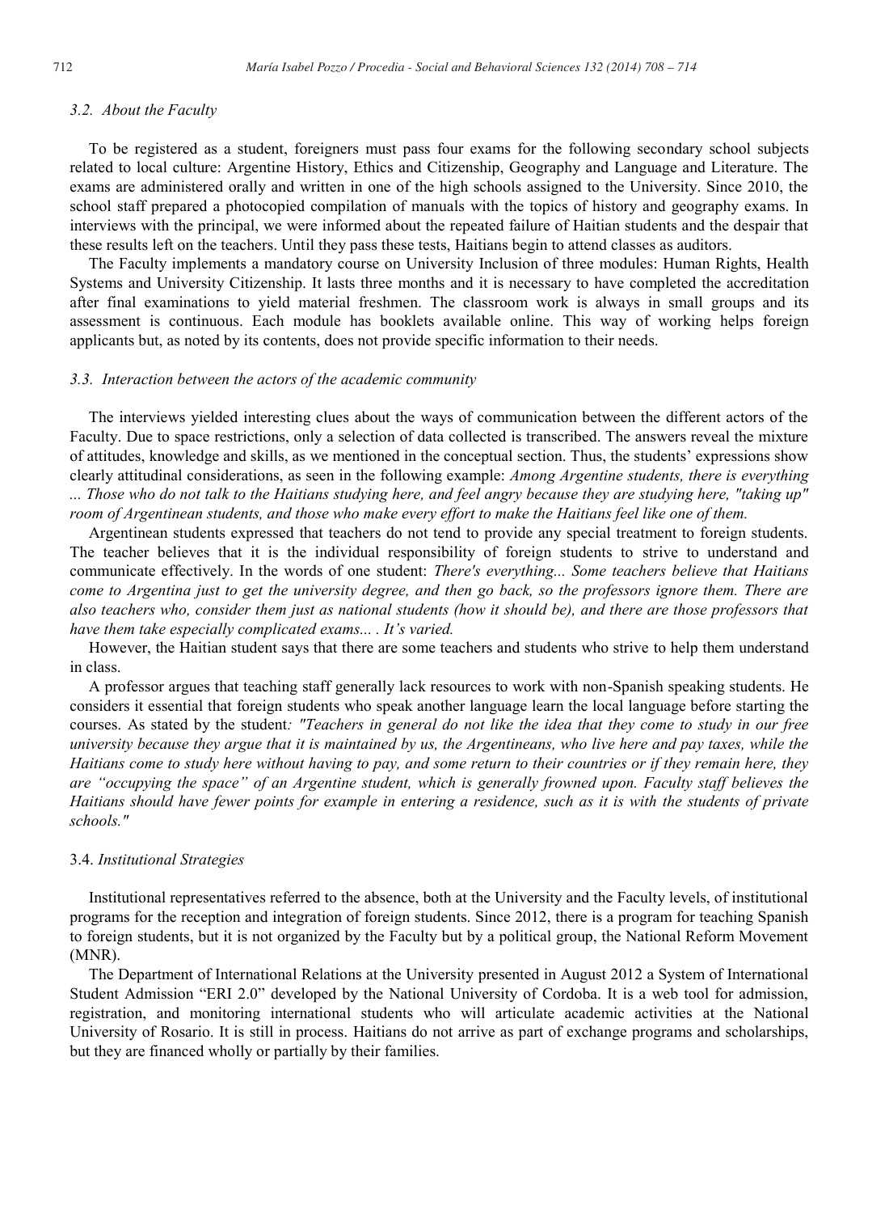### 3.2. About the Faculty

To be registered as a student, foreigners must pass four exams for the following secondary school subjects related to local culture: Argentine History, Ethics and Citizenship, Geography and Language and Literature. The exams are administered orally and written in one of the high schools assigned to the University. Since 2010, the school staff prepared a photocopied compilation of manuals with the topics of history and geography exams. In interviews with the principal, we were informed about the repeated failure of Haitian students and the despair that these results left on the teachers. Until they pass these tests, Haitians begin to attend classes as auditors.

The Faculty implements a mandatory course on University Inclusion of three modules: Human Rights, Health Systems and University Citizenship. It lasts three months and it is necessary to have completed the accreditation after final examinations to yield material freshmen. The classroom work is always in small groups and its assessment is continuous. Each module has booklets available online. This way of working helps foreign applicants but, as noted by its contents, does not provide specific information to their needs.

### 3.3. Interaction between the actors of the academic community

The interviews yielded interesting clues about the ways of communication between the different actors of the Faculty. Due to space restrictions, only a selection of data collected is transcribed. The answers reveal the mixture of attitudes, knowledge and skills, as we mentioned in the conceptual section. Thus, the students' expressions show clearly attitudinal considerations, as seen in the following example: *Among Argentine students, there is everything ... Those who do not talk to the Haitians studying here, and feel angry because they are studying here, "taking up" room of Argentinean students, and those who make every effort to make the Haitians feel like one of them.*

Argentinean students expressed that teachers do not tend to provide any special treatment to foreign students. The teacher believes that it is the individual responsibility of foreign students to strive to understand and communicate effectively. In the words of one student: *There's everything... Some teachers believe that Haitians come to Argentina just to get the university degree, and then go back, so the professors ignore them. There are also teachers who, consider them just as national students (how it should be), and there are those professors that have them take especially complicated exams... . It's varied.*

However, the Haitian student says that there are some teachers and students who strive to help them understand in class.

A professor argues that teaching staff generally lack resources to work with non-Spanish speaking students. He considers it essential that foreign students who speak another language learn the local language before starting the courses. As stated by the student*: "Teachers in general do not like the idea that they come to study in our free university because they argue that it is maintained by us, the Argentineans, who live here and pay taxes, while the Haitians come to study here without having to pay, and some return to their countries or if they remain here, they are "occupying the space" of an Argentine student, which is generally frowned upon. Faculty staff believes the Haitians should have fewer points for example in entering a residence, such as it is with the students of private schools."*

### 3.4. Institutional Strategies

Institutional representatives referred to the absence, both at the University and the Faculty levels, of institutional programs for the reception and integration of foreign students. Since 2012, there is a program for teaching Spanish to foreign students, but it is not organized by the Faculty but by a political group, the National Reform Movement (MNR).

The Department of International Relations at the University presented in August 2012 a System of International Student Admission "ERI 2.0" developed by the National University of Cordoba. It is a web tool for admission, registration, and monitoring international students who will articulate academic activities at the National University of Rosario. It is still in process. Haitians do not arrive as part of exchange programs and scholarships, but they are financed wholly or partially by their families.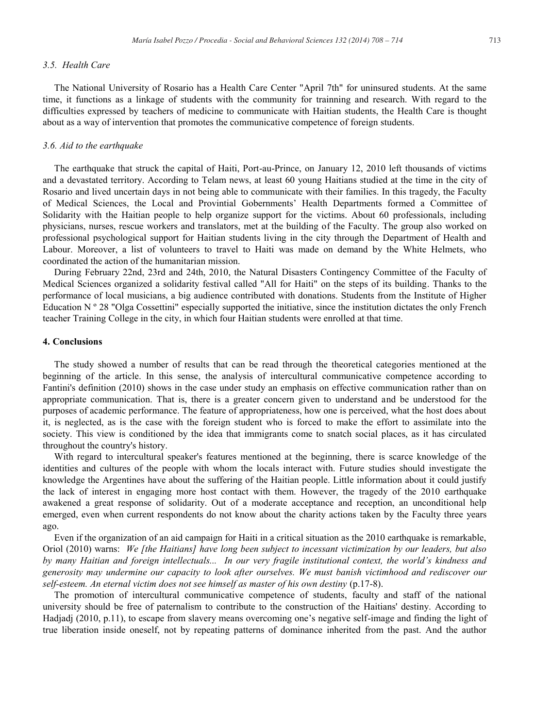### 3.5. Health Care

The National University of Rosario has a Health Care Center "April 7th" for uninsured students. At the same time, it functions as a linkage of students with the community for trainning and research. With regard to the difficulties expressed by teachers of medicine to communicate with Haitian students, the Health Care is thought about as a way of intervention that promotes the communicative competence of foreign students.

### 3.6. Aid to the earthquake

The earthquake that struck the capital of Haiti, Port-au-Prince, on January 12, 2010 left thousands of victims and a devastated territory. According to Telam news, at least 60 young Haitians studied at the time in the city of Rosario and lived uncertain days in not being able to communicate with their families. In this tragedy, the Faculty of Medical Sciences, the Local and Provintial Gobernments' Health Departments formed a Committee of Solidarity with the Haitian people to help organize support for the victims. About 60 professionals, including physicians, nurses, rescue workers and translators, met at the building of the Faculty. The group also worked on professional psychological support for Haitian students living in the city through the Department of Health and Labour. Moreover, a list of volunteers to travel to Haiti was made on demand by the White Helmets, who coordinated the action of the humanitarian mission.

During February 22nd, 23rd and 24th, 2010, the Natural Disasters Contingency Committee of the Faculty of Medical Sciences organized a solidarity festival called "All for Haiti" on the steps of its building. Thanks to the performance of local musicians, a big audience contributed with donations. Students from the Institute of Higher Education N º 28 "Olga Cossettini" especially supported the initiative, since the institution dictates the only French teacher Training College in the city, in which four Haitian students were enrolled at that time.

## 4. Conclusions

The study showed a number of results that can be read through the theoretical categories mentioned at the beginning of the article. In this sense, the analysis of intercultural communicative competence according to Fantini's definition (2010) shows in the case under study an emphasis on effective communication rather than on appropriate communication. That is, there is a greater concern given to understand and be understood for the purposes of academic performance. The feature of appropriateness, how one is perceived, what the host does about it, is neglected, as is the case with the foreign student who is forced to make the effort to assimilate into the society. This view is conditioned by the idea that immigrants come to snatch social places, as it has circulated throughout the country's history.

With regard to intercultural speaker's features mentioned at the beginning, there is scarce knowledge of the identities and cultures of the people with whom the locals interact with. Future studies should investigate the knowledge the Argentines have about the suffering of the Haitian people. Little information about it could justify the lack of interest in engaging more host contact with them. However, the tragedy of the 2010 earthquake awakened a great response of solidarity. Out of a moderate acceptance and reception, an unconditional help emerged, even when current respondents do not know about the charity actions taken by the Faculty three years ago.

Even if the organization of an aid campaign for Haiti in a critical situation as the 2010 earthquake is remarkable, Oriol (2010) warns: *We [the Haitians] have long been subject to incessant victimization by our leaders, but also by many Haitian and foreign intellectuals... In our very fragile institutional context, the world's kindness and generosity may undermine our capacity to look after ourselves. We must banish victimhood and rediscover our self-esteem. An eternal victim does not see himself as master of his own destiny* (p.17-8).

The promotion of intercultural communicative competence of students, faculty and staff of the national university should be free of paternalism to contribute to the construction of the Haitians' destiny. According to Hadjadj (2010, p.11), to escape from slavery means overcoming one's negative self-image and finding the light of true liberation inside oneself, not by repeating patterns of dominance inherited from the past. And the author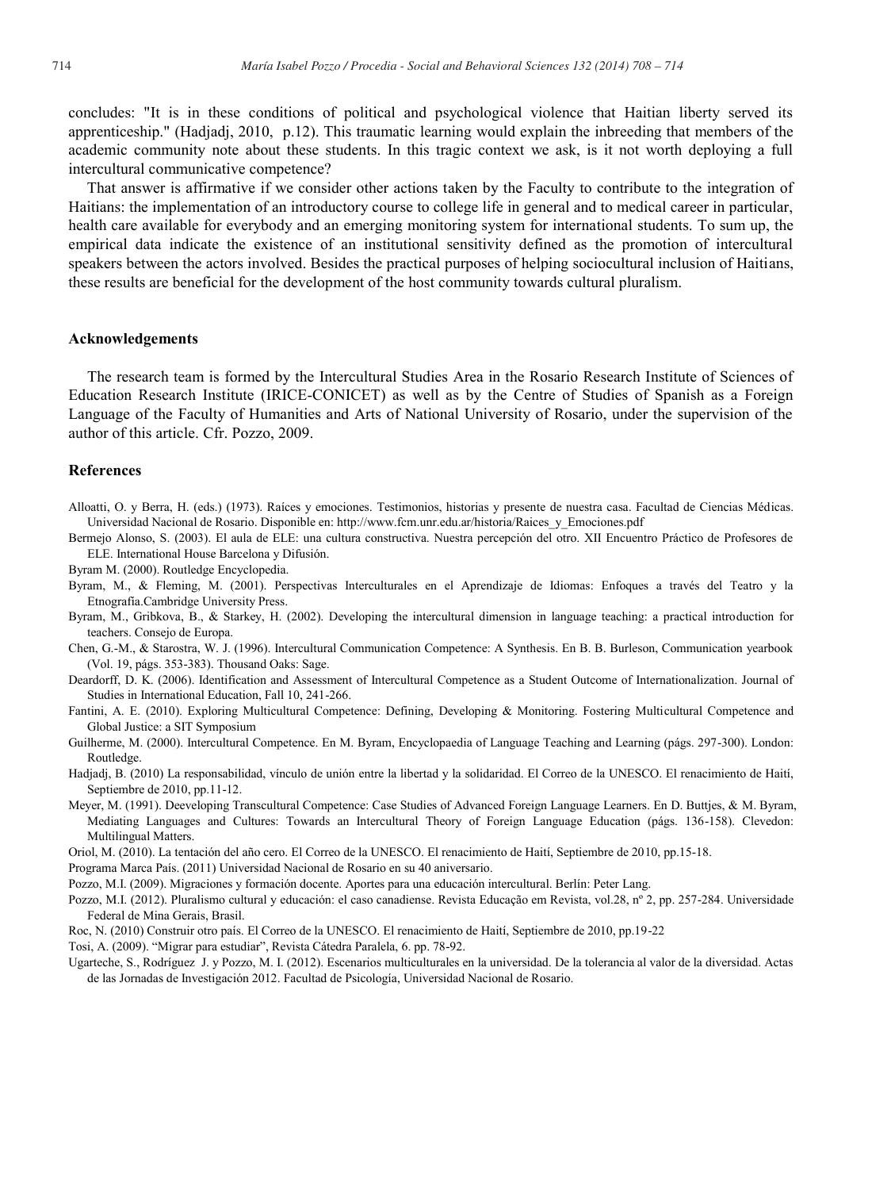concludes: "It is in these conditions of political and psychological violence that Haitian liberty served its apprenticeship." (Hadjadj, 2010, p.12). This traumatic learning would explain the inbreeding that members of the academic community note about these students. In this tragic context we ask, is it not worth deploying a full intercultural communicative competence?

That answer is affirmative if we consider other actions taken by the Faculty to contribute to the integration of Haitians: the implementation of an introductory course to college life in general and to medical career in particular, health care available for everybody and an emerging monitoring system for international students. To sum up, the empirical data indicate the existence of an institutional sensitivity defined as the promotion of intercultural speakers between the actors involved. Besides the practical purposes of helping sociocultural inclusion of Haitians, these results are beneficial for the development of the host community towards cultural pluralism.

## Acknowledgements

The research team is formed by the Intercultural Studies Area in the Rosario Research Institute of Sciences of Education Research Institute (IRICE-CONICET) as well as by the Centre of Studies of Spanish as a Foreign Language of the Faculty of Humanities and Arts of National University of Rosario, under the supervision of the author of this article. Cfr. Pozzo, 2009.

## References

Alloatti, O. y Berra, H. (eds.) (1973). Raíces y emociones. Testimonios, historias y presente de nuestra casa. Facultad de Ciencias Médicas. Universidad Nacional de Rosario. Disponible en: http://www.fcm.unr.edu.ar/historia/Raices_y_Emociones.pdf

Bermejo Alonso, S. (2003). El aula de ELE: una cultura constructiva. Nuestra percepción del otro. XII Encuentro Práctico de Profesores de ELE. International House Barcelona y Difusión.

Byram M. (2000). Routledge Encyclopedia.

Byram, M., & Fleming, M. (2001). Perspectivas Interculturales en el Aprendizaje de Idiomas: Enfoques a través del Teatro y la Etnografía.Cambridge University Press.

Byram, M., Gribkova, B., & Starkey, H. (2002). Developing the intercultural dimension in language teaching: a practical introduction for teachers. Consejo de Europa.

Chen, G.-M., & Starostra, W. J. (1996). Intercultural Communication Competence: A Synthesis. En B. B. Burleson, Communication yearbook (Vol. 19, págs. 353-383). Thousand Oaks: Sage.

Deardorff, D. K. (2006). Identification and Assessment of Intercultural Competence as a Student Outcome of Internationalization. Journal of Studies in International Education, Fall 10, 241-266.

Fantini, A. E. (2010). Exploring Multicultural Competence: Defining, Developing & Monitoring. Fostering Multicultural Competence and Global Justice: a SIT Symposium

Guilherme, M. (2000). Intercultural Competence. En M. Byram, Encyclopaedia of Language Teaching and Learning (págs. 297-300). London: Routledge.

Hadjadj, B. (2010) La responsabilidad, vínculo de unión entre la libertad y la solidaridad. El Correo de la UNESCO. El renacimiento de Haití, Septiembre de 2010, pp.11-12.

Meyer, M. (1991). Deeveloping Transcultural Competence: Case Studies of Advanced Foreign Language Learners. En D. Buttjes, & M. Byram, Mediating Languages and Cultures: Towards an Intercultural Theory of Foreign Language Education (págs. 136-158). Clevedon: Multilingual Matters.

Oriol, M. (2010). La tentación del año cero. El Correo de la UNESCO. El renacimiento de Haití, Septiembre de 2010, pp.15-18.

Programa Marca País. (2011) Universidad Nacional de Rosario en su 40 aniversario.

Pozzo, M.I. (2009). Migraciones y formación docente. Aportes para una educación intercultural. Berlín: Peter Lang.

Pozzo, M.I. (2012). Pluralismo cultural y educación: el caso canadiense. Revista Educação em Revista, vol.28, nº 2, pp. 257-284. Universidade Federal de Mina Gerais, Brasil.

Roc, N. (2010) Construir otro país. El Correo de la UNESCO. El renacimiento de Haití, Septiembre de 2010, pp.19-22

Tosi, A. (2009). "Migrar para estudiar", Revista Cátedra Paralela, 6. pp. 78-92.

Ugarteche, S., Rodríguez J. y Pozzo, M. I. (2012). Escenarios multiculturales en la universidad. De la tolerancia al valor de la diversidad. Actas de las Jornadas de Investigación 2012. Facultad de Psicología, Universidad Nacional de Rosario.